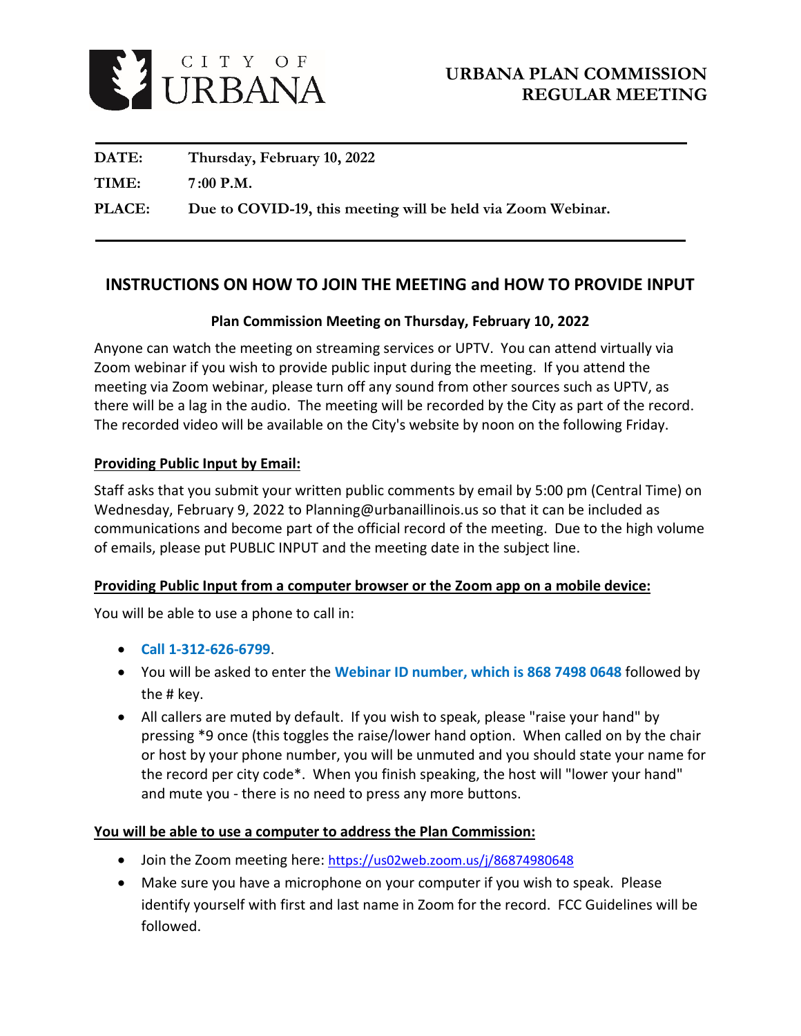CITY OF URBANA

# URBANA PLAN COMMISSION REGULAR MEETING

**DATE:** Thursday, February 10, 2022

**TIME:** 7:00 P.M.

**PLACE:** Due to COVID-19, this meeting will be held via Zoom Webinar.

## INSTRUCTIONS ON HOW TO JOIN THE MEETING and HOW TO PROVIDE INPUT

**Plan Commission Meeting on Thursday, February 10, 2022**

Anyone can watch the meeting on streaming services or UPTV. You can attend virtually via Zoom webinar if you wish to provide public input during the meeting. If you attend the meeting via Zoom webinar, please turn off any sound from other sources such as UPTV, as there will be a lag in the audio. The meeting will be recorded by the City as part of the record. The recorded video will be available on the City's website by noon on the following Friday.

**Providing Public Input by Email:**

Staff asks that you submit your written public comments by email by 5:00 pm (Central Time) on Wednesday, February 9, 2022 to Planning@urbanaillinois.us so that it can be included as communications and become part of the official record of the meeting. Due to the high volume of emails, please put PUBLIC INPUT and the meeting date in the subject line.

**Providing Public Input from a computer browser or the Zoom app on a mobile device:**

You will be able to use a phone to call in:

- **Call 1-312-626-6799**.
- You will be asked to enter the **Webinar ID number, which is 868 7498 0648** followed by the # key.
- All callers are muted by default. If you wish to speak, please "raise your hand" by pressing *9 once (this toggles the raise/lower hand option. When called on by the chair or host by your phone number, you will be unmuted and you should state your name for the record per city code*. When you finish speaking, the host will "lower your hand" and mute you - there is no need to press any more buttons.

**You will be able to use a computer to address the Plan Commission:**

- Join the Zoom meeting here: https://us02web.zoom.us/j/86874980648
- Make sure you have a microphone on your computer if you wish to speak. Please identify yourself with first and last name in Zoom for the record. FCC Guidelines will be followed.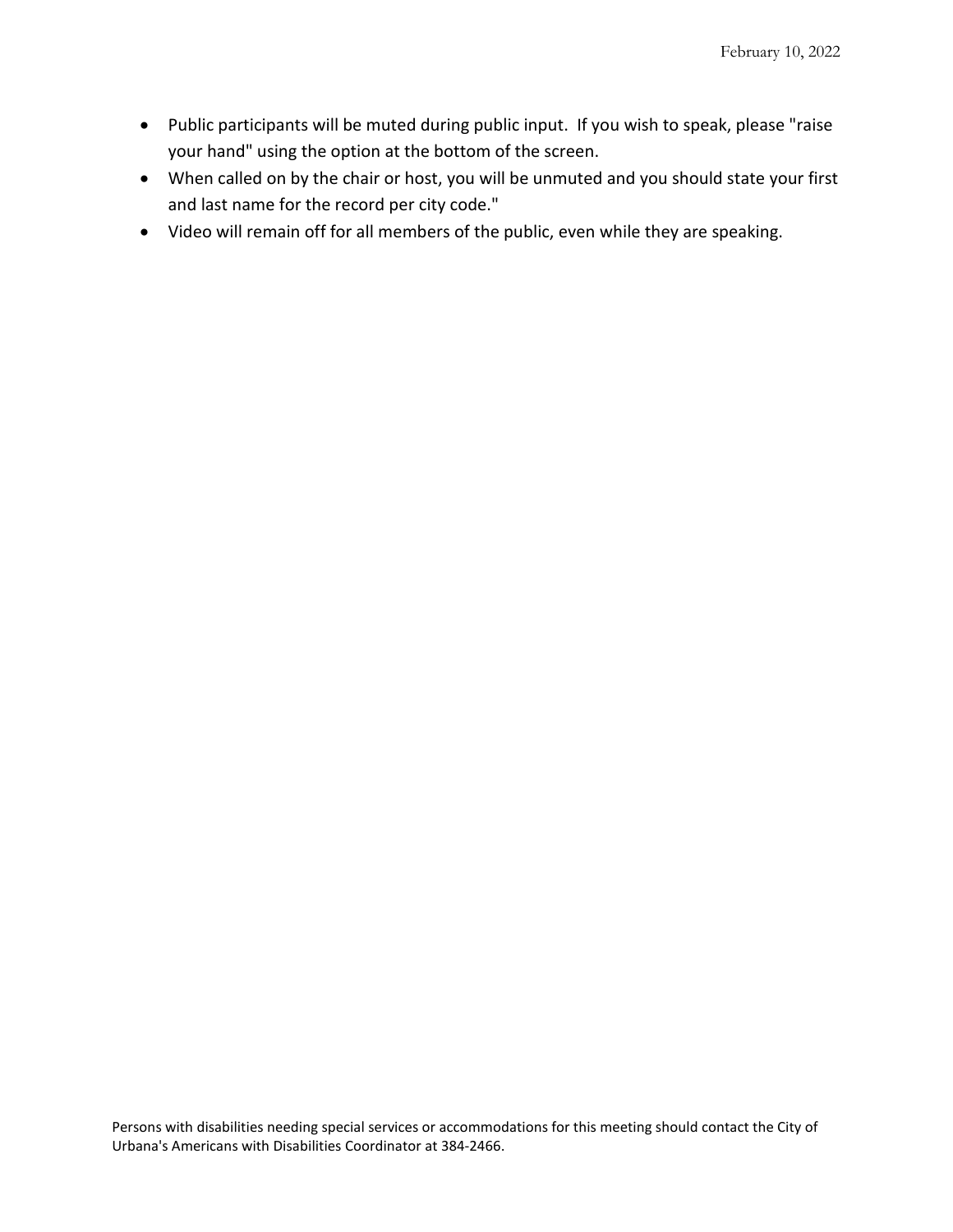- Public participants will be muted during public input. If you wish to speak, please "raise your hand" using the option at the bottom of the screen.
- When called on by the chair or host, you will be unmuted and you should state your first and last name for the record per city code."
- Video will remain off for all members of the public, even while they are speaking.

Persons with disabilities needing special services or accommodations for this meeting should contact the City of Urbana's Americans with Disabilities Coordinator at 384-2466.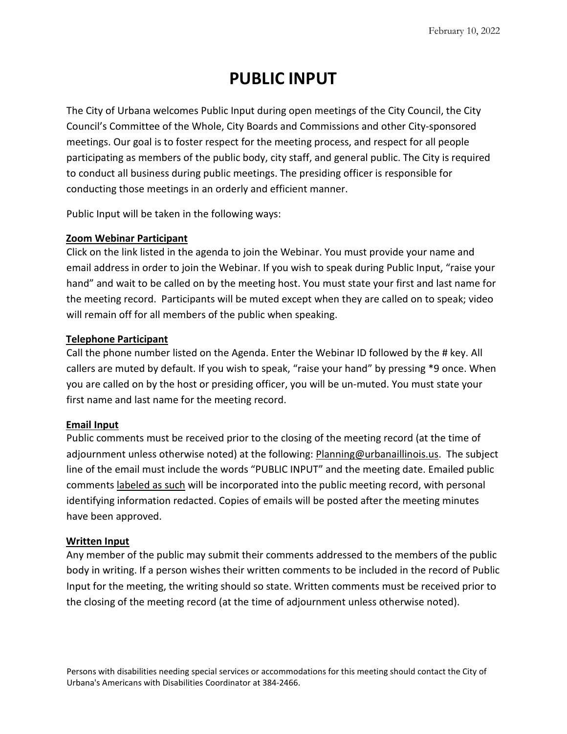February 10, 2022

# PUBLIC INPUT

The City of Urbana welcomes Public Input during open meetings of the City Council, the City Council's Committee of the Whole, City Boards and Commissions and other City-sponsored meetings. Our goal is to foster respect for the meeting process, and respect for all people participating as members of the public body, city staff, and general public. The City is required to conduct all business during public meetings. The presiding officer is responsible for conducting those meetings in an orderly and efficient manner.

Public Input will be taken in the following ways:

**Zoom Webinar Participant**

Click on the link listed in the agenda to join the Webinar. You must provide your name and email address in order to join the Webinar. If you wish to speak during Public Input, "raise your hand" and wait to be called on by the meeting host. You must state your first and last name for the meeting record. Participants will be muted except when they are called on to speak; video will remain off for all members of the public when speaking.

**Telephone Participant**

Call the phone number listed on the Agenda. Enter the Webinar ID followed by the # key. All callers are muted by default. If you wish to speak, "raise your hand" by pressing *9 once. When you are called on by the host or presiding officer, you will be un-muted. You must state your first name and last name for the meeting record.

**Email Input**

Public comments must be received prior to the closing of the meeting record (at the time of adjournment unless otherwise noted) at the following: Planning@urbanaillinois.us. The subject line of the email must include the words "PUBLIC INPUT" and the meeting date. Emailed public comments labeled as such will be incorporated into the public meeting record, with personal identifying information redacted. Copies of emails will be posted after the meeting minutes have been approved.

**Written Input**

Any member of the public may submit their comments addressed to the members of the public body in writing. If a person wishes their written comments to be included in the record of Public Input for the meeting, the writing should so state. Written comments must be received prior to the closing of the meeting record (at the time of adjournment unless otherwise noted).

Persons with disabilities needing special services or accommodations for this meeting should contact the City of Urbana's Americans with Disabilities Coordinator at 384-2466.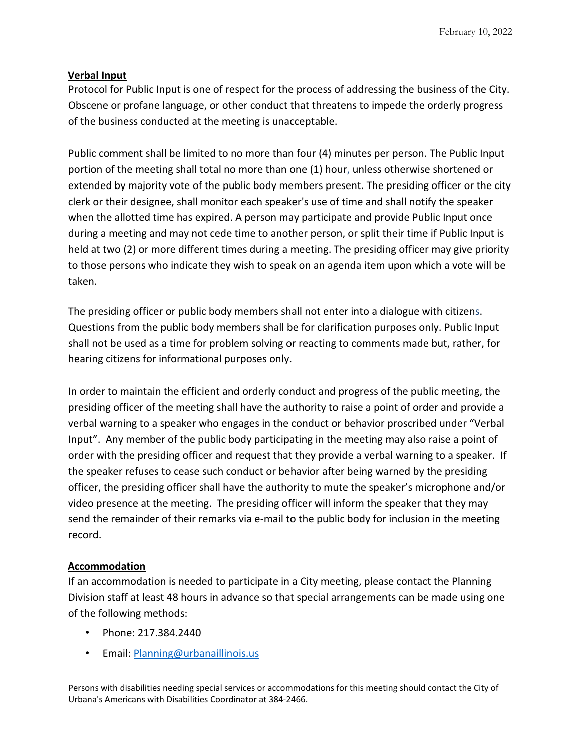### Verbal Input

Protocol for Public Input is one of respect for the process of addressing the business of the City. Obscene or profane language, or other conduct that threatens to impede the orderly progress of the business conducted at the meeting is unacceptable.

Public comment shall be limited to no more than four (4) minutes per person. The Public Input portion of the meeting shall total no more than one (1) hour, unless otherwise shortened or extended by majority vote of the public body members present. The presiding officer or the city clerk or their designee, shall monitor each speaker's use of time and shall notify the speaker when the allotted time has expired. A person may participate and provide Public Input once during a meeting and may not cede time to another person, or split their time if Public Input is held at two (2) or more different times during a meeting. The presiding officer may give priority to those persons who indicate they wish to speak on an agenda item upon which a vote will be taken.

The presiding officer or public body members shall not enter into a dialogue with citizens. Questions from the public body members shall be for clarification purposes only. Public Input shall not be used as a time for problem solving or reacting to comments made but, rather, for hearing citizens for informational purposes only.

In order to maintain the efficient and orderly conduct and progress of the public meeting, the presiding officer of the meeting shall have the authority to raise a point of order and provide a verbal warning to a speaker who engages in the conduct or behavior proscribed under "Verbal Input". Any member of the public body participating in the meeting may also raise a point of order with the presiding officer and request that they provide a verbal warning to a speaker. If the speaker refuses to cease such conduct or behavior after being warned by the presiding officer, the presiding officer shall have the authority to mute the speaker's microphone and/or video presence at the meeting. The presiding officer will inform the speaker that they may send the remainder of their remarks via e-mail to the public body for inclusion in the meeting record.

### Accommodation

If an accommodation is needed to participate in a City meeting, please contact the Planning Division staff at least 48 hours in advance so that special arrangements can be made using one of the following methods:

- Phone: 217.384.2440
- Email: Planning@urbanaillinois.us

Persons with disabilities needing special services or accommodations for this meeting should contact the City of Urbana's Americans with Disabilities Coordinator at 384-2466.